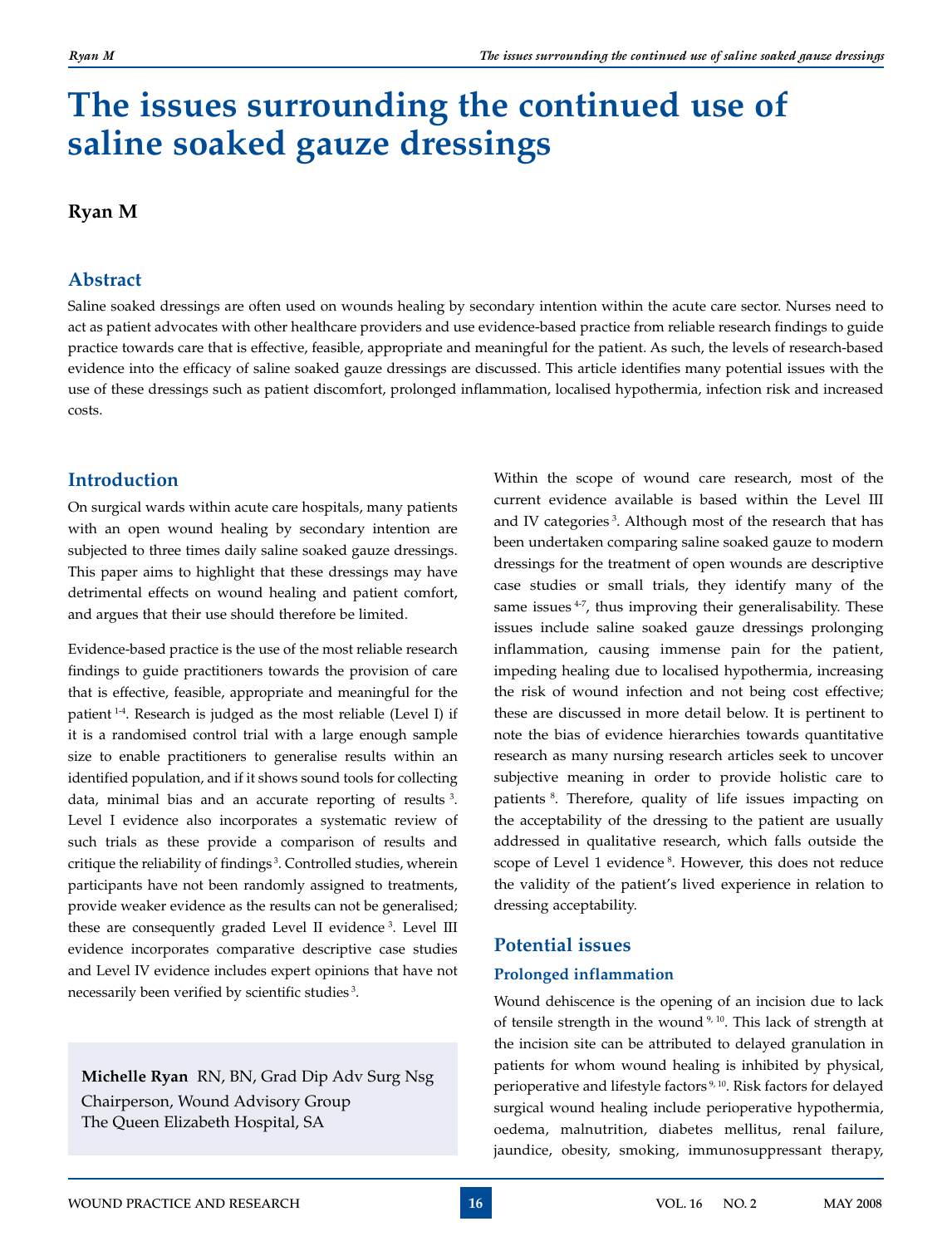# The issues surrounding the continued use of saline soaked gauze dressings

**Ryan M**

## Abstract

Saline soaked dressings are often used on wounds healing by secondary intention within the acute care sector. Nurses need to act as patient advocates with other healthcare providers and use evidence-based practice from reliable research findings to guide practice towards care that is effective, feasible, appropriate and meaningful for the patient. As such, the levels of research-based evidence into the efficacy of saline soaked gauze dressings are discussed. This article identifies many potential issues with the use of these dressings such as patient discomfort, prolonged inflammation, localised hypothermia, infection risk and increased costs.

## Introduction

On surgical wards within acute care hospitals, many patients with an open wound healing by secondary intention are subjected to three times daily saline soaked gauze dressings. This paper aims to highlight that these dressings may have detrimental effects on wound healing and patient comfort, and argues that their use should therefore be limited.

Evidence-based practice is the use of the most reliable research findings to guide practitioners towards the provision of care that is effective, feasible, appropriate and meaningful for the patient [1-4]. Research is judged as the most reliable (Level I) if it is a randomised control trial with a large enough sample size to enable practitioners to generalise results within an identified population, and if it shows sound tools for collecting data, minimal bias and an accurate reporting of results [3]. Level I evidence also incorporates a systematic review of such trials as these provide a comparison of results and critique the reliability of findings [3]. Controlled studies, wherein participants have not been randomly assigned to treatments, provide weaker evidence as the results can not be generalised; these are consequently graded Level II evidence [3]. Level III evidence incorporates comparative descriptive case studies and Level IV evidence includes expert opinions that have not necessarily been verified by scientific studies [3].

**Michelle Ryan** RN, BN, Grad Dip Adv Surg Nsg
Chairperson, Wound Advisory Group
The Queen Elizabeth Hospital, SA

Within the scope of wound care research, most of the current evidence available is based within the Level III and IV categories [3]. Although most of the research that has been undertaken comparing saline soaked gauze to modern dressings for the treatment of open wounds are descriptive case studies or small trials, they identify many of the same issues [4-7], thus improving their generalisability. These issues include saline soaked gauze dressings prolonging inflammation, causing immense pain for the patient, impeding healing due to localised hypothermia, increasing the risk of wound infection and not being cost effective; these are discussed in more detail below. It is pertinent to note the bias of evidence hierarchies towards quantitative research as many nursing research articles seek to uncover subjective meaning in order to provide holistic care to patients [8]. Therefore, quality of life issues impacting on the acceptability of the dressing to the patient are usually addressed in qualitative research, which falls outside the scope of Level 1 evidence [8]. However, this does not reduce the validity of the patient's lived experience in relation to dressing acceptability.

## Potential issues

### Prolonged inflammation

Wound dehiscence is the opening of an incision due to lack of tensile strength in the wound [9, 10]. This lack of strength at the incision site can be attributed to delayed granulation in patients for whom wound healing is inhibited by physical, perioperative and lifestyle factors [9, 10]. Risk factors for delayed surgical wound healing include perioperative hypothermia, oedema, malnutrition, diabetes mellitus, renal failure, jaundice, obesity, smoking, immunosuppressant therapy,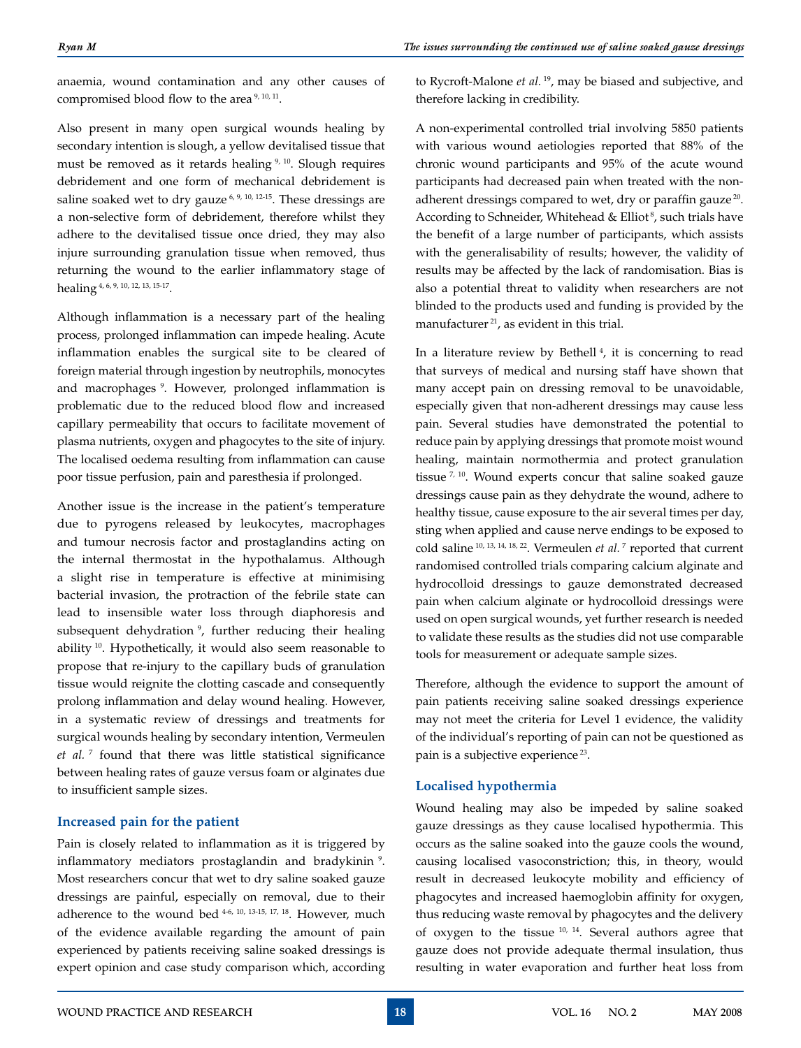anaemia, wound contamination and any other causes of compromised blood flow to the area [9, 10, 11].

Also present in many open surgical wounds healing by secondary intention is slough, a yellow devitalised tissue that must be removed as it retards healing [9, 10]. Slough requires debridement and one form of mechanical debridement is saline soaked wet to dry gauze [6, 9, 10, 12-15]. These dressings are a non-selective form of debridement, therefore whilst they adhere to the devitalised tissue once dried, they may also injure surrounding granulation tissue when removed, thus returning the wound to the earlier inflammatory stage of healing [4, 6, 9, 10, 12, 13, 15-17].

Although inflammation is a necessary part of the healing process, prolonged inflammation can impede healing. Acute inflammation enables the surgical site to be cleared of foreign material through ingestion by neutrophils, monocytes and macrophages [9]. However, prolonged inflammation is problematic due to the reduced blood flow and increased capillary permeability that occurs to facilitate movement of plasma nutrients, oxygen and phagocytes to the site of injury. The localised oedema resulting from inflammation can cause poor tissue perfusion, pain and paresthesia if prolonged.

Another issue is the increase in the patient's temperature due to pyrogens released by leukocytes, macrophages and tumour necrosis factor and prostaglandins acting on the internal thermostat in the hypothalamus. Although a slight rise in temperature is effective at minimising bacterial invasion, the protraction of the febrile state can lead to insensible water loss through diaphoresis and subsequent dehydration [9], further reducing their healing ability [10]. Hypothetically, it would also seem reasonable to propose that re-injury to the capillary buds of granulation tissue would reignite the clotting cascade and consequently prolong inflammation and delay wound healing. However, in a systematic review of dressings and treatments for surgical wounds healing by secondary intention, Vermeulen *et al.* [7] found that there was little statistical significance between healing rates of gauze versus foam or alginates due to insufficient sample sizes.

## Increased pain for the patient

Pain is closely related to inflammation as it is triggered by inflammatory mediators prostaglandin and bradykinin [9]. Most researchers concur that wet to dry saline soaked gauze dressings are painful, especially on removal, due to their adherence to the wound bed [4-6, 10, 13-15, 17, 18]. However, much of the evidence available regarding the amount of pain experienced by patients receiving saline soaked dressings is expert opinion and case study comparison which, according to Rycroft-Malone *et al.* [19], may be biased and subjective, and therefore lacking in credibility.

A non-experimental controlled trial involving 5850 patients with various wound aetiologies reported that 88% of the chronic wound participants and 95% of the acute wound participants had decreased pain when treated with the non-adherent dressings compared to wet, dry or paraffin gauze [20]. According to Schneider, Whitehead & Elliot [8], such trials have the benefit of a large number of participants, which assists with the generalisability of results; however, the validity of results may be affected by the lack of randomisation. Bias is also a potential threat to validity when researchers are not blinded to the products used and funding is provided by the manufacturer [21], as evident in this trial.

In a literature review by Bethell [4], it is concerning to read that surveys of medical and nursing staff have shown that many accept pain on dressing removal to be unavoidable, especially given that non-adherent dressings may cause less pain. Several studies have demonstrated the potential to reduce pain by applying dressings that promote moist wound healing, maintain normothermia and protect granulation tissue [7, 10]. Wound experts concur that saline soaked gauze dressings cause pain as they dehydrate the wound, adhere to healthy tissue, cause exposure to the air several times per day, sting when applied and cause nerve endings to be exposed to cold saline [10, 13, 14, 18, 22]. Vermeulen *et al.* [7] reported that current randomised controlled trials comparing calcium alginate and hydrocolloid dressings to gauze demonstrated decreased pain when calcium alginate or hydrocolloid dressings were used on open surgical wounds, yet further research is needed to validate these results as the studies did not use comparable tools for measurement or adequate sample sizes.

Therefore, although the evidence to support the amount of pain patients receiving saline soaked dressings experience may not meet the criteria for Level 1 evidence, the validity of the individual's reporting of pain can not be questioned as pain is a subjective experience [23].

## Localised hypothermia

Wound healing may also be impeded by saline soaked gauze dressings as they cause localised hypothermia. This occurs as the saline soaked into the gauze cools the wound, causing localised vasoconstriction; this, in theory, would result in decreased leukocyte mobility and efficiency of phagocytes and increased haemoglobin affinity for oxygen, thus reducing waste removal by phagocytes and the delivery of oxygen to the tissue [10, 14]. Several authors agree that gauze does not provide adequate thermal insulation, thus resulting in water evaporation and further heat loss from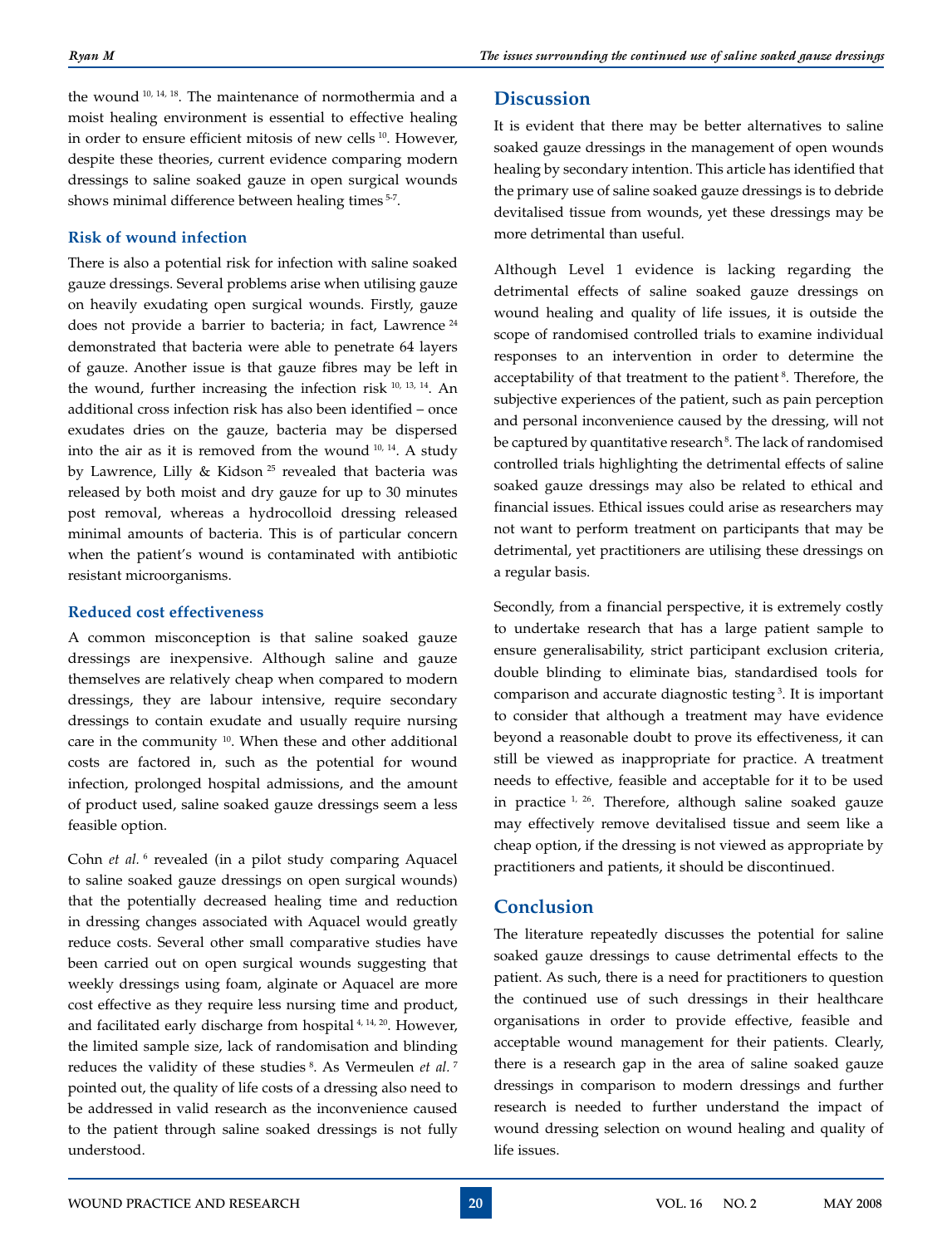the wound [10, 14, 18]. The maintenance of normothermia and a moist healing environment is essential to effective healing in order to ensure efficient mitosis of new cells [10]. However, despite these theories, current evidence comparing modern dressings to saline soaked gauze in open surgical wounds shows minimal difference between healing times [5-7].

### Risk of wound infection

There is also a potential risk for infection with saline soaked gauze dressings. Several problems arise when utilising gauze on heavily exudating open surgical wounds. Firstly, gauze does not provide a barrier to bacteria; in fact, Lawrence [24] demonstrated that bacteria were able to penetrate 64 layers of gauze. Another issue is that gauze fibres may be left in the wound, further increasing the infection risk [10, 13, 14]. An additional cross infection risk has also been identified – once exudates dries on the gauze, bacteria may be dispersed into the air as it is removed from the wound [10, 14]. A study by Lawrence, Lilly & Kidson [25] revealed that bacteria was released by both moist and dry gauze for up to 30 minutes post removal, whereas a hydrocolloid dressing released minimal amounts of bacteria. This is of particular concern when the patient's wound is contaminated with antibiotic resistant microorganisms.

### Reduced cost effectiveness

A common misconception is that saline soaked gauze dressings are inexpensive. Although saline and gauze themselves are relatively cheap when compared to modern dressings, they are labour intensive, require secondary dressings to contain exudate and usually require nursing care in the community [10]. When these and other additional costs are factored in, such as the potential for wound infection, prolonged hospital admissions, and the amount of product used, saline soaked gauze dressings seem a less feasible option.

Cohn *et al.* [6] revealed (in a pilot study comparing Aquacel to saline soaked gauze dressings on open surgical wounds) that the potentially decreased healing time and reduction in dressing changes associated with Aquacel would greatly reduce costs. Several other small comparative studies have been carried out on open surgical wounds suggesting that weekly dressings using foam, alginate or Aquacel are more cost effective as they require less nursing time and product, and facilitated early discharge from hospital [4, 14, 20]. However, the limited sample size, lack of randomisation and blinding reduces the validity of these studies [8]. As Vermeulen *et al.* [7] pointed out, the quality of life costs of a dressing also need to be addressed in valid research as the inconvenience caused to the patient through saline soaked dressings is not fully understood.

## Discussion

It is evident that there may be better alternatives to saline soaked gauze dressings in the management of open wounds healing by secondary intention. This article has identified that the primary use of saline soaked gauze dressings is to debride devitalised tissue from wounds, yet these dressings may be more detrimental than useful.

Although Level 1 evidence is lacking regarding the detrimental effects of saline soaked gauze dressings on wound healing and quality of life issues, it is outside the scope of randomised controlled trials to examine individual responses to an intervention in order to determine the acceptability of that treatment to the patient [8]. Therefore, the subjective experiences of the patient, such as pain perception and personal inconvenience caused by the dressing, will not be captured by quantitative research [8]. The lack of randomised controlled trials highlighting the detrimental effects of saline soaked gauze dressings may also be related to ethical and financial issues. Ethical issues could arise as researchers may not want to perform treatment on participants that may be detrimental, yet practitioners are utilising these dressings on a regular basis.

Secondly, from a financial perspective, it is extremely costly to undertake research that has a large patient sample to ensure generalisability, strict participant exclusion criteria, double blinding to eliminate bias, standardised tools for comparison and accurate diagnostic testing [3]. It is important to consider that although a treatment may have evidence beyond a reasonable doubt to prove its effectiveness, it can still be viewed as inappropriate for practice. A treatment needs to effective, feasible and acceptable for it to be used in practice [1, 26]. Therefore, although saline soaked gauze may effectively remove devitalised tissue and seem like a cheap option, if the dressing is not viewed as appropriate by practitioners and patients, it should be discontinued.

## Conclusion

The literature repeatedly discusses the potential for saline soaked gauze dressings to cause detrimental effects to the patient. As such, there is a need for practitioners to question the continued use of such dressings in their healthcare organisations in order to provide effective, feasible and acceptable wound management for their patients. Clearly, there is a research gap in the area of saline soaked gauze dressings in comparison to modern dressings and further research is needed to further understand the impact of wound dressing selection on wound healing and quality of life issues.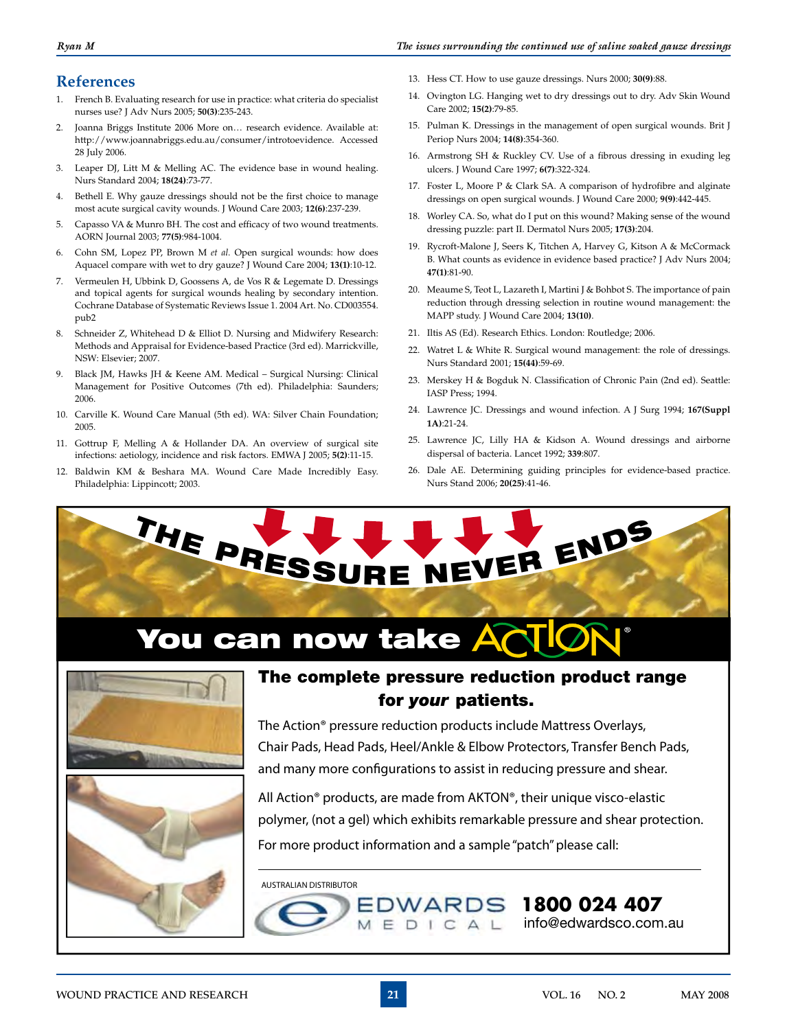## References

1. French B. Evaluating research for use in practice: what criteria do specialist nurses use? J Adv Nurs 2005; **50(3)**:235-243.
2. Joanna Briggs Institute 2006 More on… research evidence. Available at: http://www.joannabriggs.edu.au/consumer/introtoevidence. Accessed 28 July 2006.
3. Leaper DJ, Litt M & Melling AC. The evidence base in wound healing. Nurs Standard 2004; **18(24)**:73-77.
4. Bethell E. Why gauze dressings should not be the first choice to manage most acute surgical cavity wounds. J Wound Care 2003; **12(6)**:237-239.
5. Capasso VA & Munro BH. The cost and efficacy of two wound treatments. AORN Journal 2003; **77(5)**:984-1004.
6. Cohn SM, Lopez PP, Brown M *et al.* Open surgical wounds: how does Aquacel compare with wet to dry gauze? J Wound Care 2004; **13(1)**:10-12.
7. Vermeulen H, Ubbink D, Goossens A, de Vos R & Legemate D. Dressings and topical agents for surgical wounds healing by secondary intention. Cochrane Database of Systematic Reviews Issue 1. 2004 Art. No. CD003554. pub2
8. Schneider Z, Whitehead D & Elliot D. Nursing and Midwifery Research: Methods and Appraisal for Evidence-based Practice (3rd ed). Marrickville, NSW: Elsevier; 2007.
9. Black JM, Hawks JH & Keene AM. Medical – Surgical Nursing: Clinical Management for Positive Outcomes (7th ed). Philadelphia: Saunders; 2006.
10. Carville K. Wound Care Manual (5th ed). WA: Silver Chain Foundation; 2005.
11. Gottrup F, Melling A & Hollander DA. An overview of surgical site infections: aetiology, incidence and risk factors. EMWA J 2005; **5(2)**:11-15.
12. Baldwin KM & Beshara MA. Wound Care Made Incredibly Easy. Philadelphia: Lippincott; 2003.
13. Hess CT. How to use gauze dressings. Nurs 2000; **30(9)**:88.
14. Ovington LG. Hanging wet to dry dressings out to dry. Adv Skin Wound Care 2002; **15(2)**:79-85.
15. Pulman K. Dressings in the management of open surgical wounds. Brit J Periop Nurs 2004; **14(8)**:354-360.
16. Armstrong SH & Ruckley CV. Use of a fibrous dressing in exuding leg ulcers. J Wound Care 1997; **6(7)**:322-324.
17. Foster L, Moore P & Clark SA. A comparison of hydrofibre and alginate dressings on open surgical wounds. J Wound Care 2000; **9(9)**:442-445.
18. Worley CA. So, what do I put on this wound? Making sense of the wound dressing puzzle: part II. Dermatol Nurs 2005; **17(3)**:204.
19. Rycroft-Malone J, Seers K, Titchen A, Harvey G, Kitson A & McCormack B. What counts as evidence in evidence based practice? J Adv Nurs 2004; **47(1)**:81-90.
20. Meaume S, Teot L, Lazareth I, Martini J & Bohbot S. The importance of pain reduction through dressing selection in routine wound management: the MAPP study. J Wound Care 2004; **13(10)**.
21. Iltis AS (Ed). Research Ethics. London: Routledge; 2006.
22. Watret L & White R. Surgical wound management: the role of dressings. Nurs Standard 2001; **15(44)**:59-69.
23. Merskey H & Bogduk N. Classification of Chronic Pain (2nd ed). Seattle: IASP Press; 1994.
24. Lawrence JC. Dressings and wound infection. A J Surg 1994; **167(Suppl 1A)**:21-24.
25. Lawrence JC, Lilly HA & Kidson A. Wound dressings and airborne dispersal of bacteria. Lancet 1992; **339**:807.
26. Dale AE. Determining guiding principles for evidence-based practice. Nurs Stand 2006; **20(25)**:41-46.

THE PRESSURE NEVER ENDS

**You can now take ACTION®**

**The complete pressure reduction product range for *your* patients.**

The Action® pressure reduction products include Mattress Overlays, Chair Pads, Head Pads, Heel/Ankle & Elbow Protectors, Transfer Bench Pads, and many more configurations to assist in reducing pressure and shear.

All Action® products, are made from AKTON®, their unique visco-elastic polymer, (not a gel) which exhibits remarkable pressure and shear protection.

For more product information and a sample "patch" please call:

AUSTRALIAN DISTRIBUTOR

EDWARDS MEDICAL

**1800 024 407**

info@edwardsco.com.au